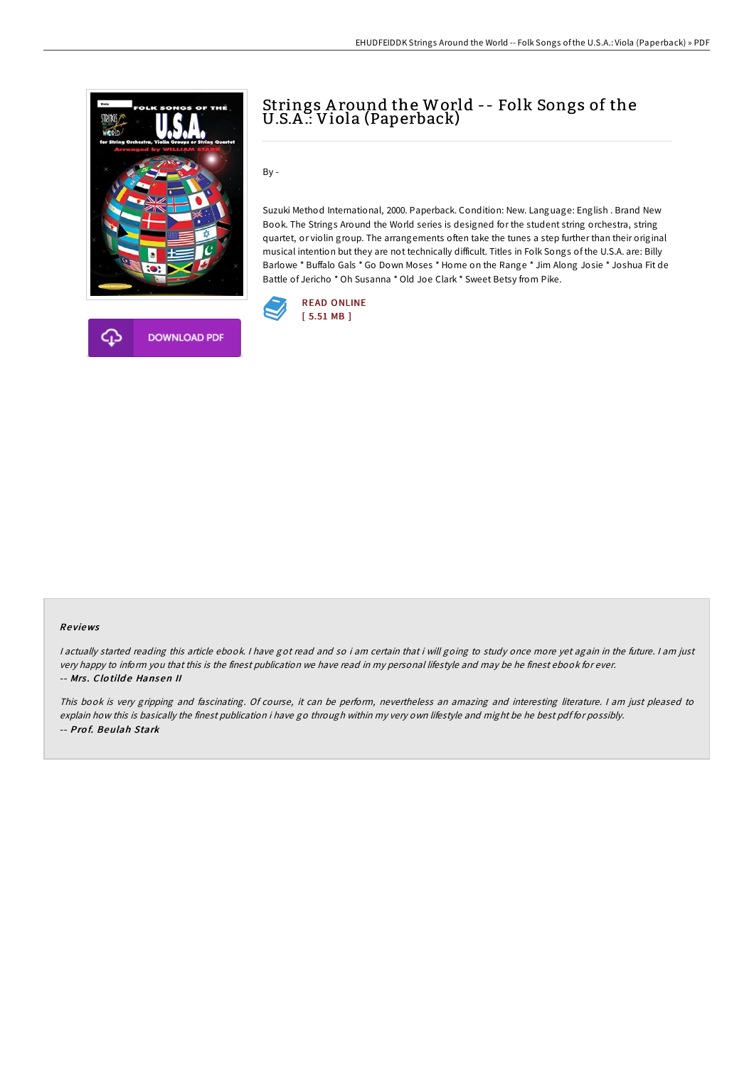# Strings Around the World -- Folk Songs of the U.S.A.: Viola (Paperback)

By -

Suzuki Method International, 2000. Paperback. Condition: New. Language: English . Brand New Book. The Strings Around the World series is designed for the student string orchestra, string quartet, or violin group. The arrangements often take the tunes a step further than their original musical intention but they are not technically difficult. Titles in Folk Songs of the U.S.A. are: Billy Barlowe * Buffalo Gals * Go Down Moses * Home on the Range * Jim Along Josie * Joshua Fit de Battle of Jericho * Oh Susanna * Old Joe Clark * Sweet Betsy from Pike.

READ ONLINE
[ 5.51 MB ]

DOWNLOAD PDF

## Reviews

*I actually started reading this article ebook. I have got read and so i am certain that i will going to study once more yet again in the future. I am just very happy to inform you that this is the finest publication we have read in my personal lifestyle and may be he finest ebook for ever.*
*-- **Mrs. Clotilde Hansen II***

*This book is very gripping and fascinating. Of course, it can be perform, nevertheless an amazing and interesting literature. I am just pleased to explain how this is basically the finest publication i have go through within my very own lifestyle and might be he best pdf for possibly.*
*-- **Prof. Beulah Stark***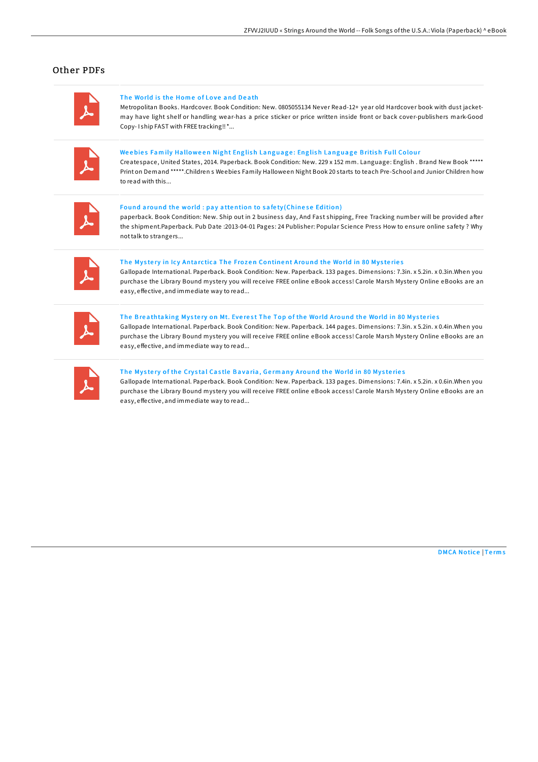## Other PDFs

### The World is the Home of Love and Death

Metropolitan Books. Hardcover. Book Condition: New. 0805055134 Never Read-12+ year old Hardcover book with dust jacket-may have light shelf or handling wear-has a price sticker or price written inside front or back cover-publishers mark-Good Copy- I ship FAST with FREE tracking!! *...

### Weebies Family Halloween Night English Language: English Language British Full Colour

Createspace, United States, 2014. Paperback. Book Condition: New. 229 x 152 mm. Language: English . Brand New Book ***** Print on Demand *****.Children s Weebies Family Halloween Night Book 20 starts to teach Pre-School and Junior Children how to read with this...

### Found around the world : pay attention to safety(Chinese Edition)

paperback. Book Condition: New. Ship out in 2 business day, And Fast shipping, Free Tracking number will be provided after the shipment.Paperback. Pub Date :2013-04-01 Pages: 24 Publisher: Popular Science Press How to ensure online safety ? Why not talk to strangers...

### The Mystery in Icy Antarctica The Frozen Continent Around the World in 80 Mysteries

Gallopade International. Paperback. Book Condition: New. Paperback. 133 pages. Dimensions: 7.3in. x 5.2in. x 0.3in.When you purchase the Library Bound mystery you will receive FREE online eBook access! Carole Marsh Mystery Online eBooks are an easy, effective, and immediate way to read...

### The Breathtaking Mystery on Mt. Everest The Top of the World Around the World in 80 Mysteries

Gallopade International. Paperback. Book Condition: New. Paperback. 144 pages. Dimensions: 7.3in. x 5.2in. x 0.4in.When you purchase the Library Bound mystery you will receive FREE online eBook access! Carole Marsh Mystery Online eBooks are an easy, effective, and immediate way to read...

### The Mystery of the Crystal Castle Bavaria, Germany Around the World in 80 Mysteries

Gallopade International. Paperback. Book Condition: New. Paperback. 133 pages. Dimensions: 7.4in. x 5.2in. x 0.6in.When you purchase the Library Bound mystery you will receive FREE online eBook access! Carole Marsh Mystery Online eBooks are an easy, effective, and immediate way to read...